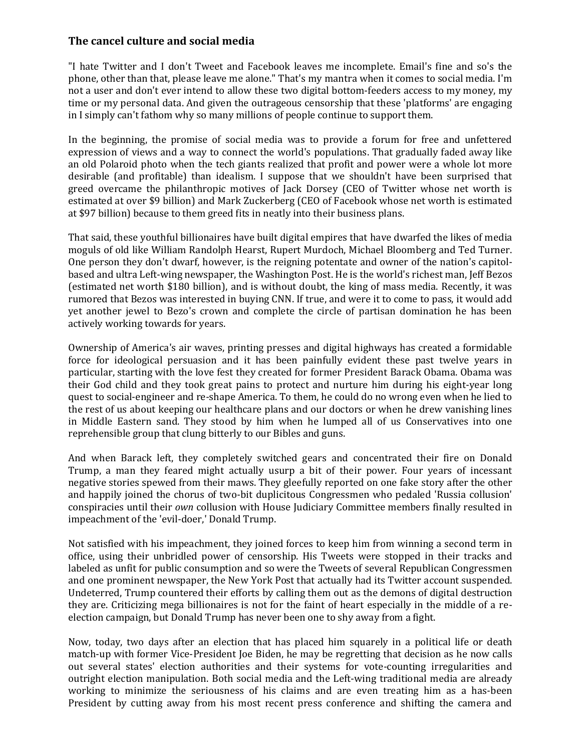## The cancel culture and social media

"I hate Twitter and I don't Tweet and Facebook leaves me incomplete. Email's fine and so's the phone, other than that, please leave me alone." That's my mantra when it comes to social media. I'm not a user and don't ever intend to allow these two digital bottom-feeders access to my money, my time or my personal data. And given the outrageous censorship that these 'platforms' are engaging in I simply can't fathom why so many millions of people continue to support them.

In the beginning, the promise of social media was to provide a forum for free and unfettered expression of views and a way to connect the world's populations. That gradually faded away like an old Polaroid photo when the tech giants realized that profit and power were a whole lot more desirable (and profitable) than idealism. I suppose that we shouldn't have been surprised that greed overcame the philanthropic motives of Jack Dorsey (CEO of Twitter whose net worth is estimated at over $9 billion) and Mark Zuckerberg (CEO of Facebook whose net worth is estimated at $97 billion) because to them greed fits in neatly into their business plans.

That said, these youthful billionaires have built digital empires that have dwarfed the likes of media moguls of old like William Randolph Hearst, Rupert Murdoch, Michael Bloomberg and Ted Turner. One person they don't dwarf, however, is the reigning potentate and owner of the nation's capitol-based and ultra Left-wing newspaper, the Washington Post. He is the world's richest man, Jeff Bezos (estimated net worth $180 billion), and is without doubt, the king of mass media. Recently, it was rumored that Bezos was interested in buying CNN. If true, and were it to come to pass, it would add yet another jewel to Bezo's crown and complete the circle of partisan domination he has been actively working towards for years.

Ownership of America's air waves, printing presses and digital highways has created a formidable force for ideological persuasion and it has been painfully evident these past twelve years in particular, starting with the love fest they created for former President Barack Obama. Obama was their God child and they took great pains to protect and nurture him during his eight-year long quest to social-engineer and re-shape America. To them, he could do no wrong even when he lied to the rest of us about keeping our healthcare plans and our doctors or when he drew vanishing lines in Middle Eastern sand. They stood by him when he lumped all of us Conservatives into one reprehensible group that clung bitterly to our Bibles and guns.

And when Barack left, they completely switched gears and concentrated their fire on Donald Trump, a man they feared might actually usurp a bit of their power. Four years of incessant negative stories spewed from their maws. They gleefully reported on one fake story after the other and happily joined the chorus of two-bit duplicitous Congressmen who pedaled 'Russia collusion' conspiracies until their *own* collusion with House Judiciary Committee members finally resulted in impeachment of the 'evil-doer,' Donald Trump.

Not satisfied with his impeachment, they joined forces to keep him from winning a second term in office, using their unbridled power of censorship. His Tweets were stopped in their tracks and labeled as unfit for public consumption and so were the Tweets of several Republican Congressmen and one prominent newspaper, the New York Post that actually had its Twitter account suspended. Undeterred, Trump countered their efforts by calling them out as the demons of digital destruction they are. Criticizing mega billionaires is not for the faint of heart especially in the middle of a re-election campaign, but Donald Trump has never been one to shy away from a fight.

Now, today, two days after an election that has placed him squarely in a political life or death match-up with former Vice-President Joe Biden, he may be regretting that decision as he now calls out several states' election authorities and their systems for vote-counting irregularities and outright election manipulation. Both social media and the Left-wing traditional media are already working to minimize the seriousness of his claims and are even treating him as a has-been President by cutting away from his most recent press conference and shifting the camera and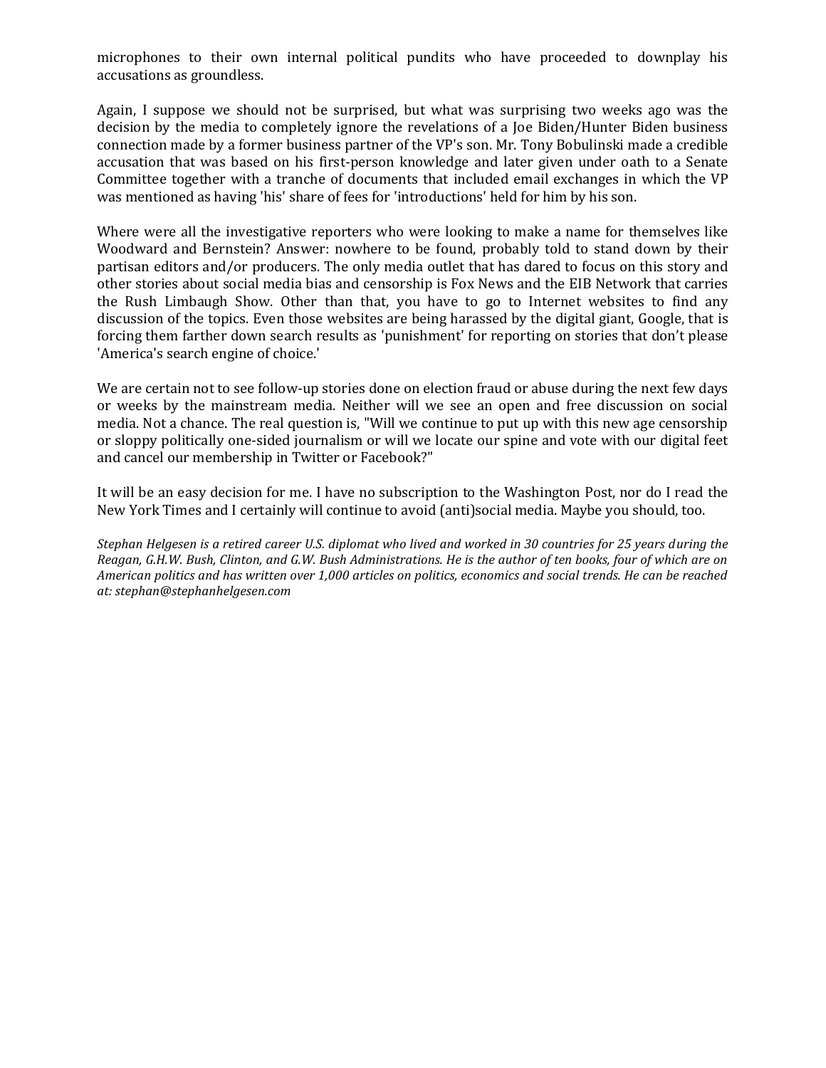microphones to their own internal political pundits who have proceeded to downplay his accusations as groundless.

Again, I suppose we should not be surprised, but what was surprising two weeks ago was the decision by the media to completely ignore the revelations of a Joe Biden/Hunter Biden business connection made by a former business partner of the VP's son. Mr. Tony Bobulinski made a credible accusation that was based on his first-person knowledge and later given under oath to a Senate Committee together with a tranche of documents that included email exchanges in which the VP was mentioned as having 'his' share of fees for 'introductions' held for him by his son.

Where were all the investigative reporters who were looking to make a name for themselves like Woodward and Bernstein? Answer: nowhere to be found, probably told to stand down by their partisan editors and/or producers. The only media outlet that has dared to focus on this story and other stories about social media bias and censorship is Fox News and the EIB Network that carries the Rush Limbaugh Show. Other than that, you have to go to Internet websites to find any discussion of the topics. Even those websites are being harassed by the digital giant, Google, that is forcing them farther down search results as 'punishment' for reporting on stories that don't please 'America's search engine of choice.'

We are certain not to see follow-up stories done on election fraud or abuse during the next few days or weeks by the mainstream media. Neither will we see an open and free discussion on social media. Not a chance. The real question is, "Will we continue to put up with this new age censorship or sloppy politically one-sided journalism or will we locate our spine and vote with our digital feet and cancel our membership in Twitter or Facebook?"

It will be an easy decision for me. I have no subscription to the Washington Post, nor do I read the New York Times and I certainly will continue to avoid (anti)social media. Maybe you should, too.

*Stephan Helgesen is a retired career U.S. diplomat who lived and worked in 30 countries for 25 years during the Reagan, G.H.W. Bush, Clinton, and G.W. Bush Administrations. He is the author of ten books, four of which are on American politics and has written over 1,000 articles on politics, economics and social trends. He can be reached at: stephan@stephanhelgesen.com*